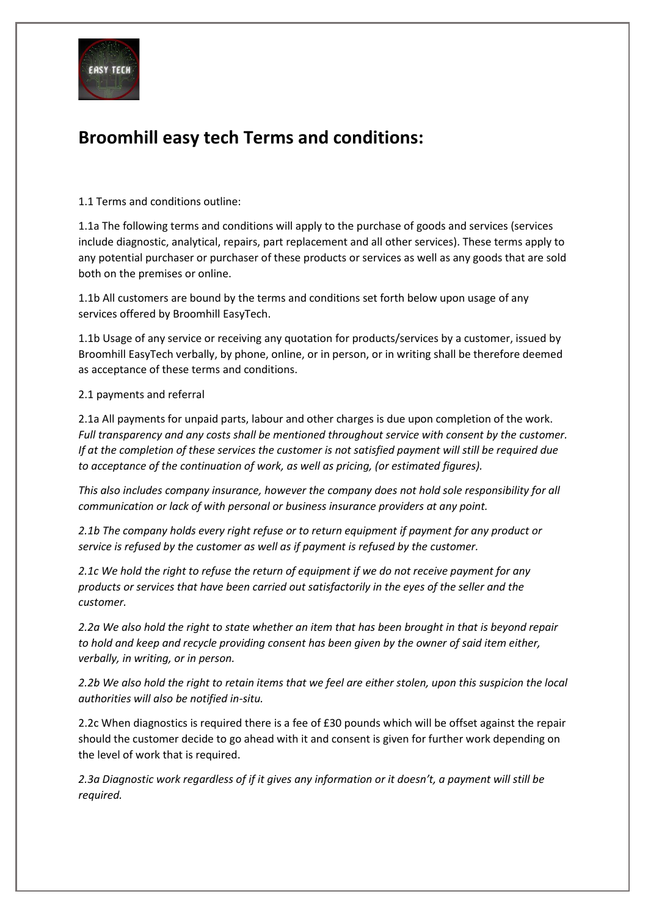# Broomhill easy tech Terms and conditions:

1.1 Terms and conditions outline:

1.1a The following terms and conditions will apply to the purchase of goods and services (services include diagnostic, analytical, repairs, part replacement and all other services). These terms apply to any potential purchaser or purchaser of these products or services as well as any goods that are sold both on the premises or online.

1.1b All customers are bound by the terms and conditions set forth below upon usage of any services offered by Broomhill EasyTech.

1.1b Usage of any service or receiving any quotation for products/services by a customer, issued by Broomhill EasyTech verbally, by phone, online, or in person, or in writing shall be therefore deemed as acceptance of these terms and conditions.

2.1 payments and referral

2.1a All payments for unpaid parts, labour and other charges is due upon completion of the work. *Full transparency and any costs shall be mentioned throughout service with consent by the customer. If at the completion of these services the customer is not satisfied payment will still be required due to acceptance of the continuation of work, as well as pricing, (or estimated figures).*

*This also includes company insurance, however the company does not hold sole responsibility for all communication or lack of with personal or business insurance providers at any point.*

*2.1b The company holds every right refuse or to return equipment if payment for any product or service is refused by the customer as well as if payment is refused by the customer.*

*2.1c We hold the right to refuse the return of equipment if we do not receive payment for any products or services that have been carried out satisfactorily in the eyes of the seller and the customer.*

*2.2a We also hold the right to state whether an item that has been brought in that is beyond repair to hold and keep and recycle providing consent has been given by the owner of said item either, verbally, in writing, or in person.*

*2.2b We also hold the right to retain items that we feel are either stolen, upon this suspicion the local authorities will also be notified in-situ.*

2.2c When diagnostics is required there is a fee of £30 pounds which will be offset against the repair should the customer decide to go ahead with it and consent is given for further work depending on the level of work that is required.

*2.3a Diagnostic work regardless of if it gives any information or it doesn't, a payment will still be required.*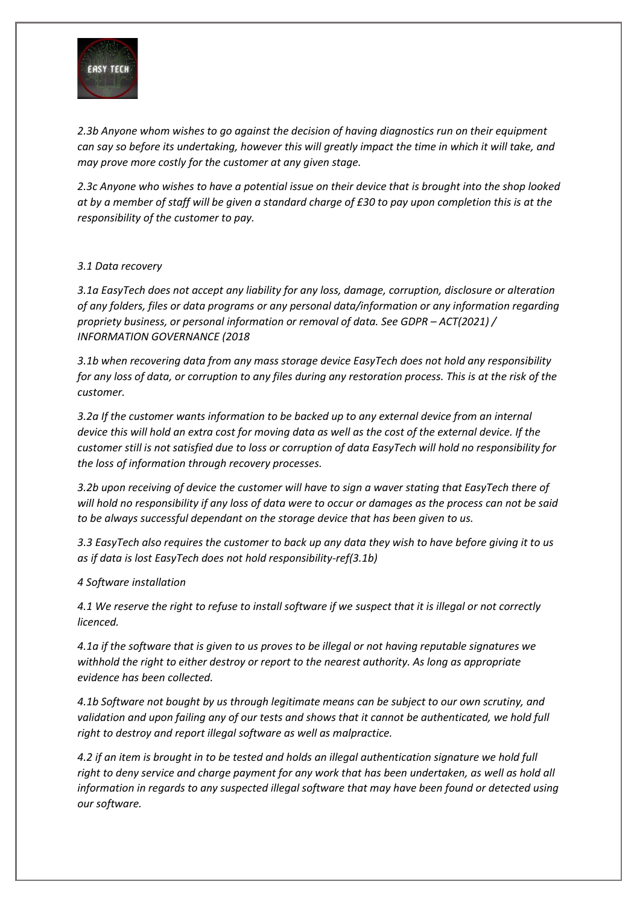*2.3b Anyone whom wishes to go against the decision of having diagnostics run on their equipment can say so before its undertaking, however this will greatly impact the time in which it will take, and may prove more costly for the customer at any given stage.*

*2.3c Anyone who wishes to have a potential issue on their device that is brought into the shop looked at by a member of staff will be given a standard charge of £30 to pay upon completion this is at the responsibility of the customer to pay.*

*3.1 Data recovery*

*3.1a EasyTech does not accept any liability for any loss, damage, corruption, disclosure or alteration of any folders, files or data programs or any personal data/information or any information regarding propriety business, or personal information or removal of data. See GDPR – ACT(2021) / INFORMATION GOVERNANCE (2018*

*3.1b when recovering data from any mass storage device EasyTech does not hold any responsibility for any loss of data, or corruption to any files during any restoration process. This is at the risk of the customer.*

*3.2a If the customer wants information to be backed up to any external device from an internal device this will hold an extra cost for moving data as well as the cost of the external device. If the customer still is not satisfied due to loss or corruption of data EasyTech will hold no responsibility for the loss of information through recovery processes.*

*3.2b upon receiving of device the customer will have to sign a waver stating that EasyTech there of will hold no responsibility if any loss of data were to occur or damages as the process can not be said to be always successful dependant on the storage device that has been given to us.*

*3.3 EasyTech also requires the customer to back up any data they wish to have before giving it to us as if data is lost EasyTech does not hold responsibility-ref(3.1b)*

*4 Software installation*

*4.1 We reserve the right to refuse to install software if we suspect that it is illegal or not correctly licenced.*

*4.1a if the software that is given to us proves to be illegal or not having reputable signatures we withhold the right to either destroy or report to the nearest authority. As long as appropriate evidence has been collected.*

*4.1b Software not bought by us through legitimate means can be subject to our own scrutiny, and validation and upon failing any of our tests and shows that it cannot be authenticated, we hold full right to destroy and report illegal software as well as malpractice.*

*4.2 if an item is brought in to be tested and holds an illegal authentication signature we hold full right to deny service and charge payment for any work that has been undertaken, as well as hold all information in regards to any suspected illegal software that may have been found or detected using our software.*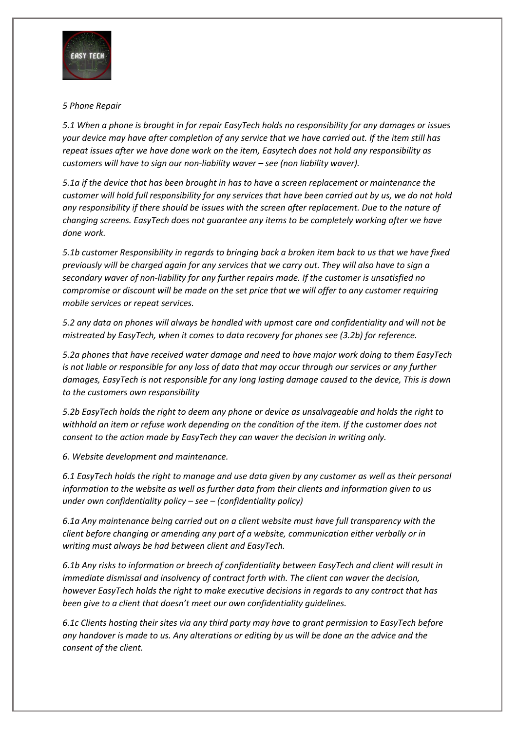*5 Phone Repair*

*5.1 When a phone is brought in for repair EasyTech holds no responsibility for any damages or issues your device may have after completion of any service that we have carried out. If the item still has repeat issues after we have done work on the item, Easytech does not hold any responsibility as customers will have to sign our non-liability waver – see (non liability waver).*

*5.1a if the device that has been brought in has to have a screen replacement or maintenance the customer will hold full responsibility for any services that have been carried out by us, we do not hold any responsibility if there should be issues with the screen after replacement. Due to the nature of changing screens. EasyTech does not guarantee any items to be completely working after we have done work.*

*5.1b customer Responsibility in regards to bringing back a broken item back to us that we have fixed previously will be charged again for any services that we carry out. They will also have to sign a secondary waver of non-liability for any further repairs made. If the customer is unsatisfied no compromise or discount will be made on the set price that we will offer to any customer requiring mobile services or repeat services.*

*5.2 any data on phones will always be handled with upmost care and confidentiality and will not be mistreated by EasyTech, when it comes to data recovery for phones see (3.2b) for reference.*

*5.2a phones that have received water damage and need to have major work doing to them EasyTech is not liable or responsible for any loss of data that may occur through our services or any further damages, EasyTech is not responsible for any long lasting damage caused to the device, This is down to the customers own responsibility*

*5.2b EasyTech holds the right to deem any phone or device as unsalvageable and holds the right to withhold an item or refuse work depending on the condition of the item. If the customer does not consent to the action made by EasyTech they can waver the decision in writing only.*

*6. Website development and maintenance.*

*6.1 EasyTech holds the right to manage and use data given by any customer as well as their personal information to the website as well as further data from their clients and information given to us under own confidentiality policy – see – (confidentiality policy)*

*6.1a Any maintenance being carried out on a client website must have full transparency with the client before changing or amending any part of a website, communication either verbally or in writing must always be had between client and EasyTech.*

*6.1b Any risks to information or breech of confidentiality between EasyTech and client will result in immediate dismissal and insolvency of contract forth with. The client can waver the decision, however EasyTech holds the right to make executive decisions in regards to any contract that has been give to a client that doesn't meet our own confidentiality guidelines.*

*6.1c Clients hosting their sites via any third party may have to grant permission to EasyTech before any handover is made to us. Any alterations or editing by us will be done an the advice and the consent of the client.*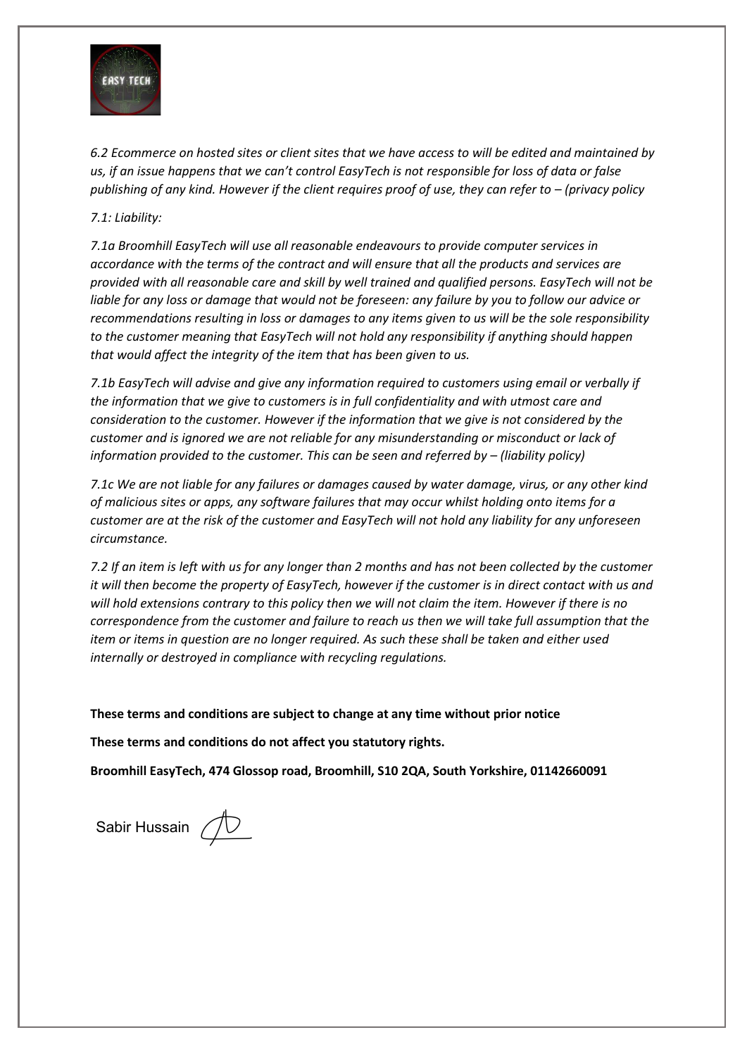*6.2 Ecommerce on hosted sites or client sites that we have access to will be edited and maintained by us, if an issue happens that we can't control EasyTech is not responsible for loss of data or false publishing of any kind. However if the client requires proof of use, they can refer to – (privacy policy*

*7.1: Liability:*

*7.1a Broomhill EasyTech will use all reasonable endeavours to provide computer services in accordance with the terms of the contract and will ensure that all the products and services are provided with all reasonable care and skill by well trained and qualified persons. EasyTech will not be liable for any loss or damage that would not be foreseen: any failure by you to follow our advice or recommendations resulting in loss or damages to any items given to us will be the sole responsibility to the customer meaning that EasyTech will not hold any responsibility if anything should happen that would affect the integrity of the item that has been given to us.*

*7.1b EasyTech will advise and give any information required to customers using email or verbally if the information that we give to customers is in full confidentiality and with utmost care and consideration to the customer. However if the information that we give is not considered by the customer and is ignored we are not reliable for any misunderstanding or misconduct or lack of information provided to the customer. This can be seen and referred by – (liability policy)*

*7.1c We are not liable for any failures or damages caused by water damage, virus, or any other kind of malicious sites or apps, any software failures that may occur whilst holding onto items for a customer are at the risk of the customer and EasyTech will not hold any liability for any unforeseen circumstance.*

*7.2 If an item is left with us for any longer than 2 months and has not been collected by the customer it will then become the property of EasyTech, however if the customer is in direct contact with us and will hold extensions contrary to this policy then we will not claim the item. However if there is no correspondence from the customer and failure to reach us then we will take full assumption that the item or items in question are no longer required. As such these shall be taken and either used internally or destroyed in compliance with recycling regulations.*

**These terms and conditions are subject to change at any time without prior notice**

**These terms and conditions do not affect you statutory rights.**

**Broomhill EasyTech, 474 Glossop road, Broomhill, S10 2QA, South Yorkshire, 01142660091**

Sabir Hussain